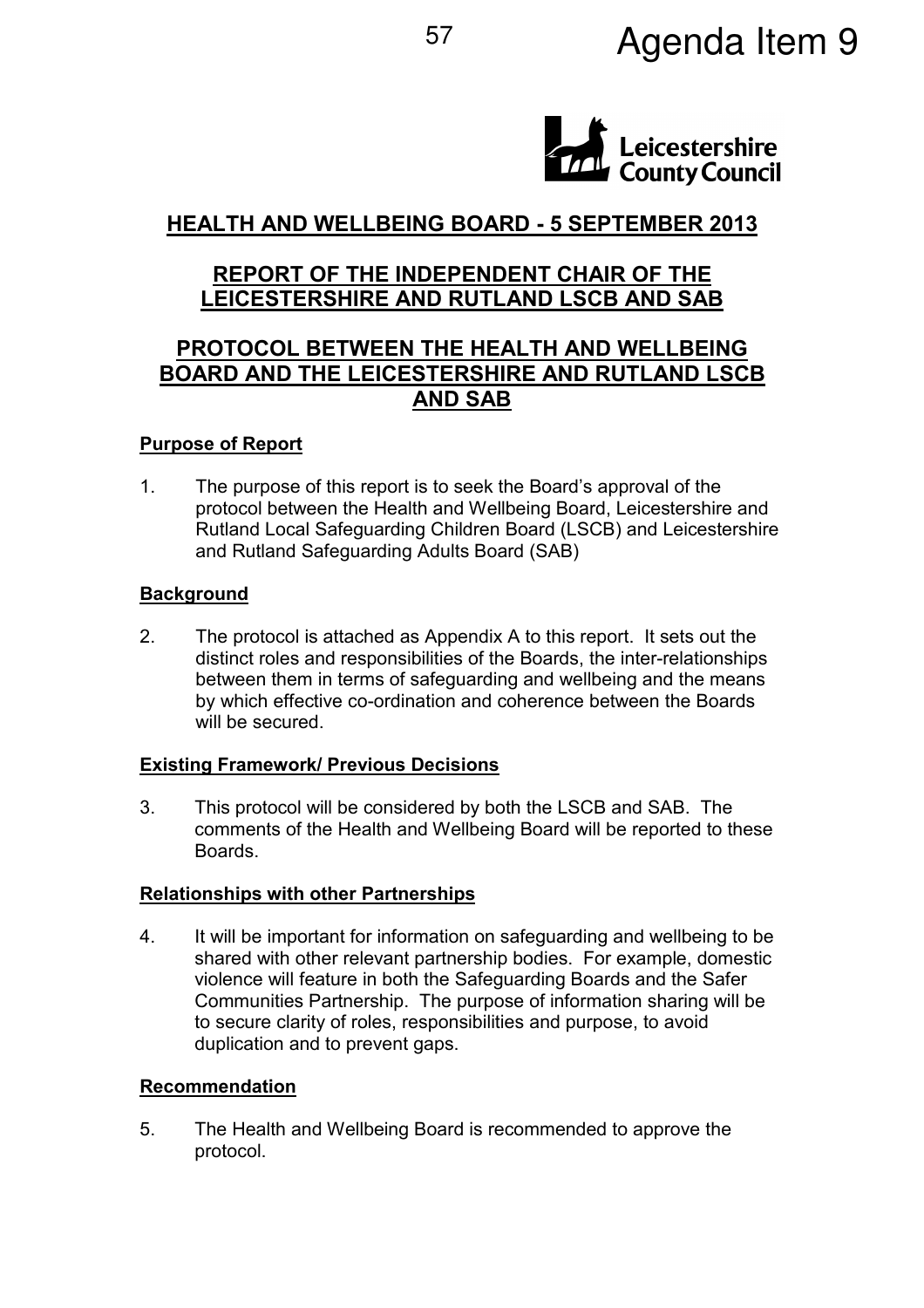# Agenda Item 9

## HEALTH AND WELLBEING BOARD - 5 SEPTEMBER 2013

## REPORT OF THE INDEPENDENT CHAIR OF THE LEICESTERSHIRE AND RUTLAND LSCB AND SAB

## PROTOCOL BETWEEN THE HEALTH AND WELLBEING BOARD AND THE LEICESTERSHIRE AND RUTLAND LSCB AND SAB

### Purpose of Report

1. The purpose of this report is to seek the Board's approval of the protocol between the Health and Wellbeing Board, Leicestershire and Rutland Local Safeguarding Children Board (LSCB) and Leicestershire and Rutland Safeguarding Adults Board (SAB)

### Background

2. The protocol is attached as Appendix A to this report. It sets out the distinct roles and responsibilities of the Boards, the inter-relationships between them in terms of safeguarding and wellbeing and the means by which effective co-ordination and coherence between the Boards will be secured.

### Existing Framework/ Previous Decisions

3. This protocol will be considered by both the LSCB and SAB. The comments of the Health and Wellbeing Board will be reported to these Boards.

### Relationships with other Partnerships

4. It will be important for information on safeguarding and wellbeing to be shared with other relevant partnership bodies. For example, domestic violence will feature in both the Safeguarding Boards and the Safer Communities Partnership. The purpose of information sharing will be to secure clarity of roles, responsibilities and purpose, to avoid duplication and to prevent gaps.

### Recommendation

5. The Health and Wellbeing Board is recommended to approve the protocol.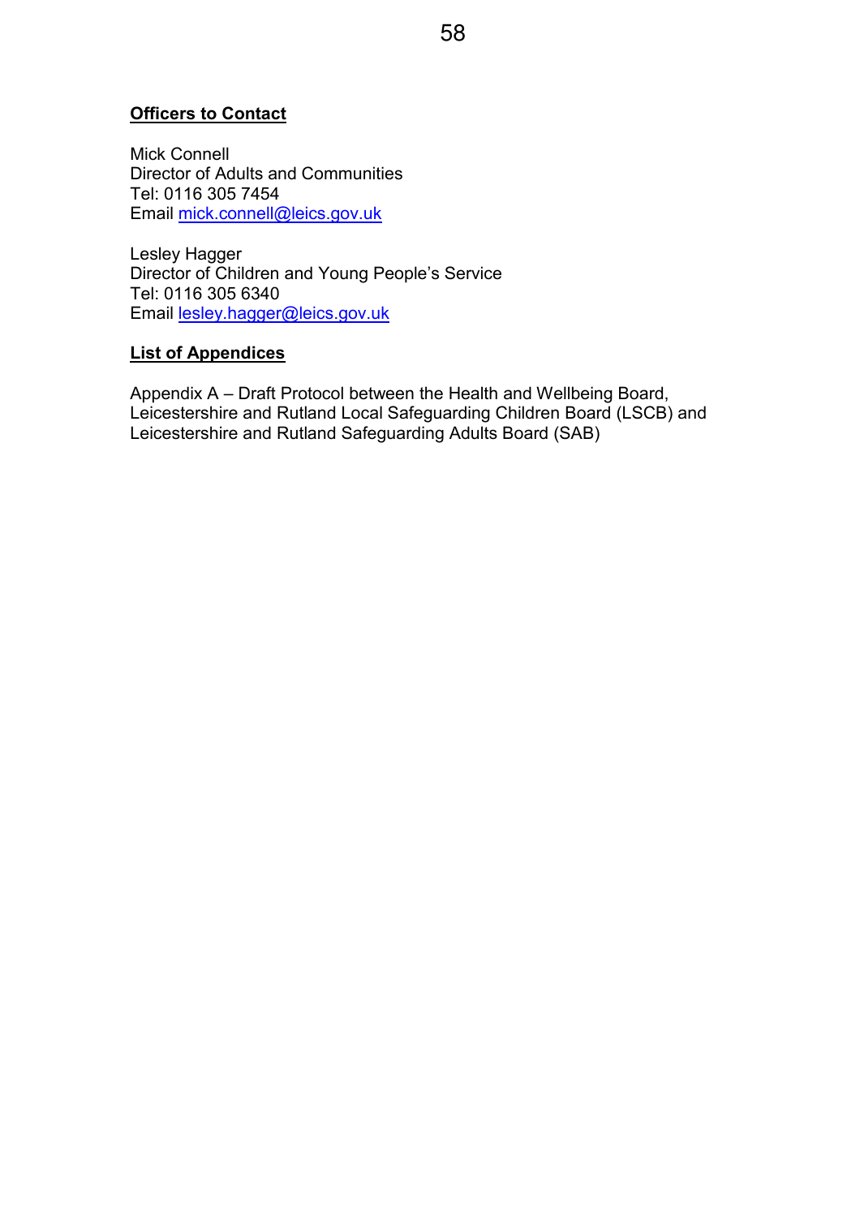**Officers to Contact**

Mick Connell
Director of Adults and Communities
Tel: 0116 305 7454
Email [mick.connell@leics.gov.uk](mailto:mick.connell@leics.gov.uk)

Lesley Hagger
Director of Children and Young People's Service
Tel: 0116 305 6340
Email [lesley.hagger@leics.gov.uk](mailto:lesley.hagger@leics.gov.uk)

**List of Appendices**

Appendix A – Draft Protocol between the Health and Wellbeing Board, Leicestershire and Rutland Local Safeguarding Children Board (LSCB) and Leicestershire and Rutland Safeguarding Adults Board (SAB)